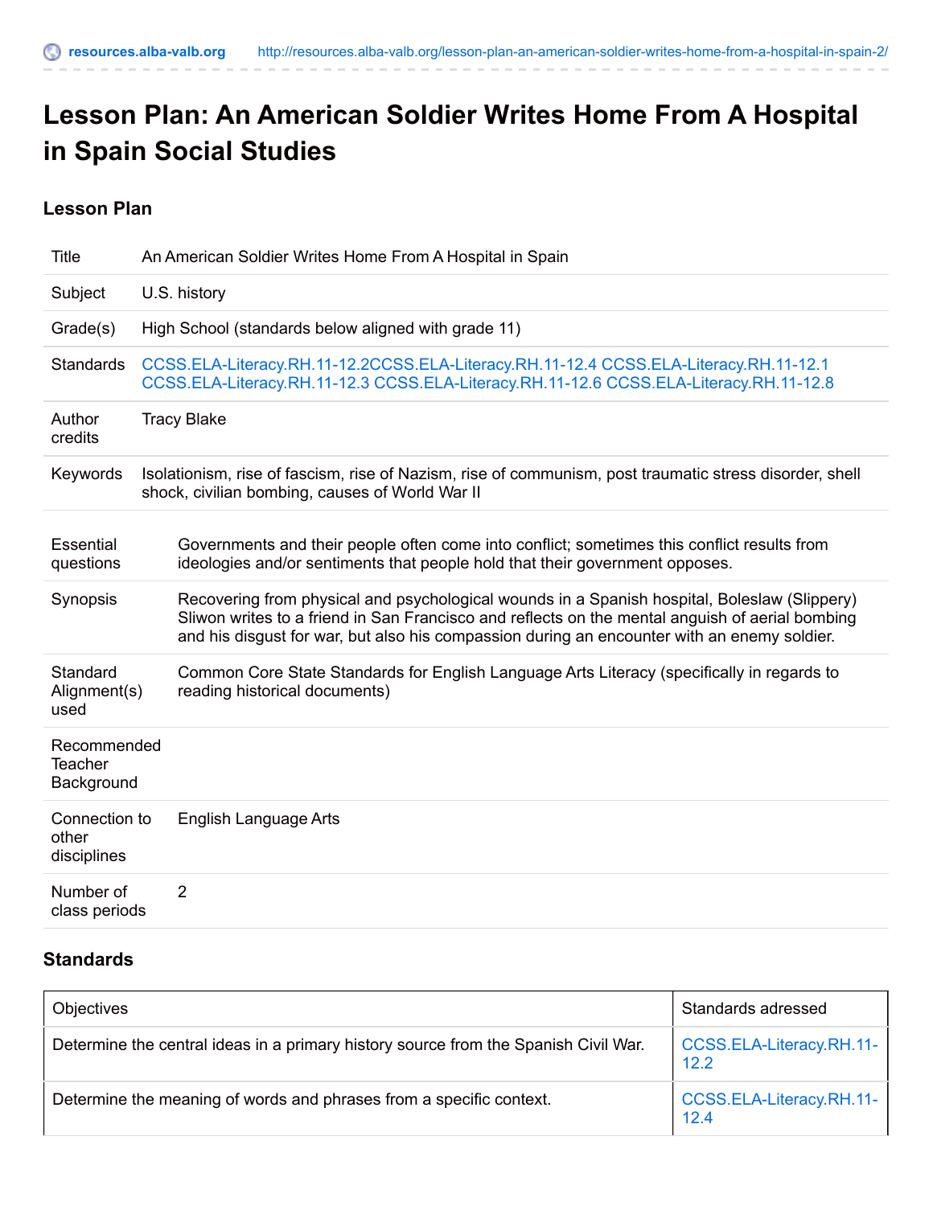# Lesson Plan: An American Soldier Writes Home From A Hospital in Spain Social Studies

## Lesson Plan

| | |
|---|---|
| Title | An American Soldier Writes Home From A Hospital in Spain |
| Subject | U.S. history |
| Grade(s) | High School (standards below aligned with grade 11) |
| Standards | CCSS.ELA-Literacy.RH.11-12.2CCSS.ELA-Literacy.RH.11-12.4 CCSS.ELA-Literacy.RH.11-12.1 CCSS.ELA-Literacy.RH.11-12.3 CCSS.ELA-Literacy.RH.11-12.6 CCSS.ELA-Literacy.RH.11-12.8 |
| Author credits | Tracy Blake |
| Keywords | Isolationism, rise of fascism, rise of Nazism, rise of communism, post traumatic stress disorder, shell shock, civilian bombing, causes of World War II |

| | |
|---|---|
| Essential questions | Governments and their people often come into conflict; sometimes this conflict results from ideologies and/or sentiments that people hold that their government opposes. |
| Synopsis | Recovering from physical and psychological wounds in a Spanish hospital, Boleslaw (Slippery) Sliwon writes to a friend in San Francisco and reflects on the mental anguish of aerial bombing and his disgust for war, but also his compassion during an encounter with an enemy soldier. |
| Standard Alignment(s) used | Common Core State Standards for English Language Arts Literacy (specifically in regards to reading historical documents) |
| Recommended Teacher Background | |
| Connection to other disciplines | English Language Arts |
| Number of class periods | 2 |

## Standards

| Objectives | Standards adressed |
|---|---|
| Determine the central ideas in a primary history source from the Spanish Civil War. | CCSS.ELA-Literacy.RH.11-12.2 |
| Determine the meaning of words and phrases from a specific context. | CCSS.ELA-Literacy.RH.11-12.4 |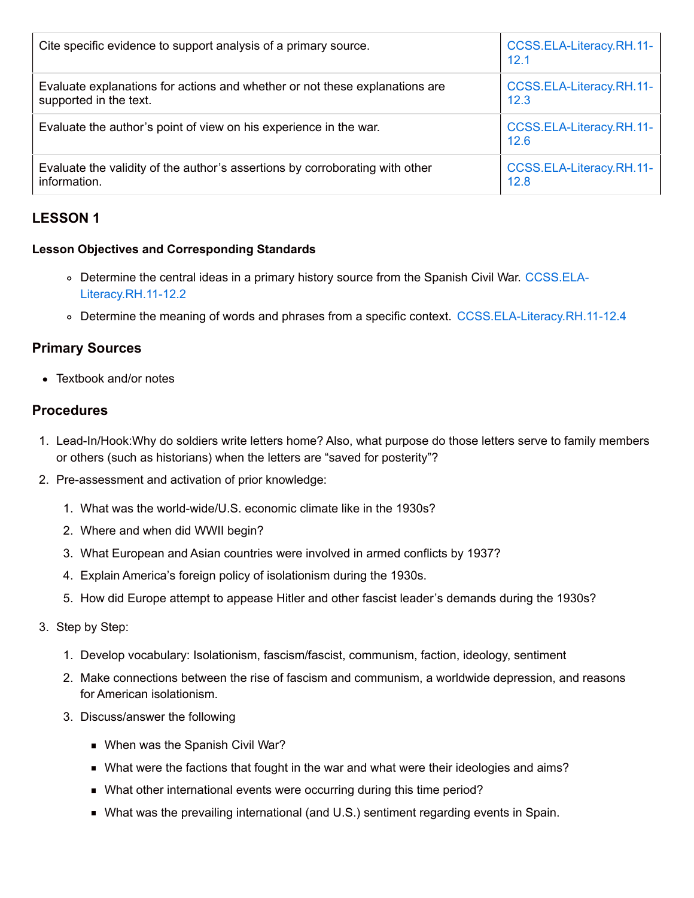| | |
|---|---|
| Cite specific evidence to support analysis of a primary source. | CCSS.ELA-Literacy.RH.11-12.1 |
| Evaluate explanations for actions and whether or not these explanations are supported in the text. | CCSS.ELA-Literacy.RH.11-12.3 |
| Evaluate the author's point of view on his experience in the war. | CCSS.ELA-Literacy.RH.11-12.6 |
| Evaluate the validity of the author's assertions by corroborating with other information. | CCSS.ELA-Literacy.RH.11-12.8 |

## LESSON 1

#### Lesson Objectives and Corresponding Standards

- Determine the central ideas in a primary history source from the Spanish Civil War. CCSS.ELA-Literacy.RH.11-12.2
- Determine the meaning of words and phrases from a specific context. CCSS.ELA-Literacy.RH.11-12.4

### Primary Sources

- Textbook and/or notes

### Procedures

1. Lead-In/Hook:Why do soldiers write letters home? Also, what purpose do those letters serve to family members or others (such as historians) when the letters are "saved for posterity"?
2. Pre-assessment and activation of prior knowledge:
   1. What was the world-wide/U.S. economic climate like in the 1930s?
   2. Where and when did WWII begin?
   3. What European and Asian countries were involved in armed conflicts by 1937?
   4. Explain America's foreign policy of isolationism during the 1930s.
   5. How did Europe attempt to appease Hitler and other fascist leader's demands during the 1930s?
3. Step by Step:
   1. Develop vocabulary: Isolationism, fascism/fascist, communism, faction, ideology, sentiment
   2. Make connections between the rise of fascism and communism, a worldwide depression, and reasons for American isolationism.
   3. Discuss/answer the following
      - When was the Spanish Civil War?
      - What were the factions that fought in the war and what were their ideologies and aims?
      - What other international events were occurring during this time period?
      - What was the prevailing international (and U.S.) sentiment regarding events in Spain.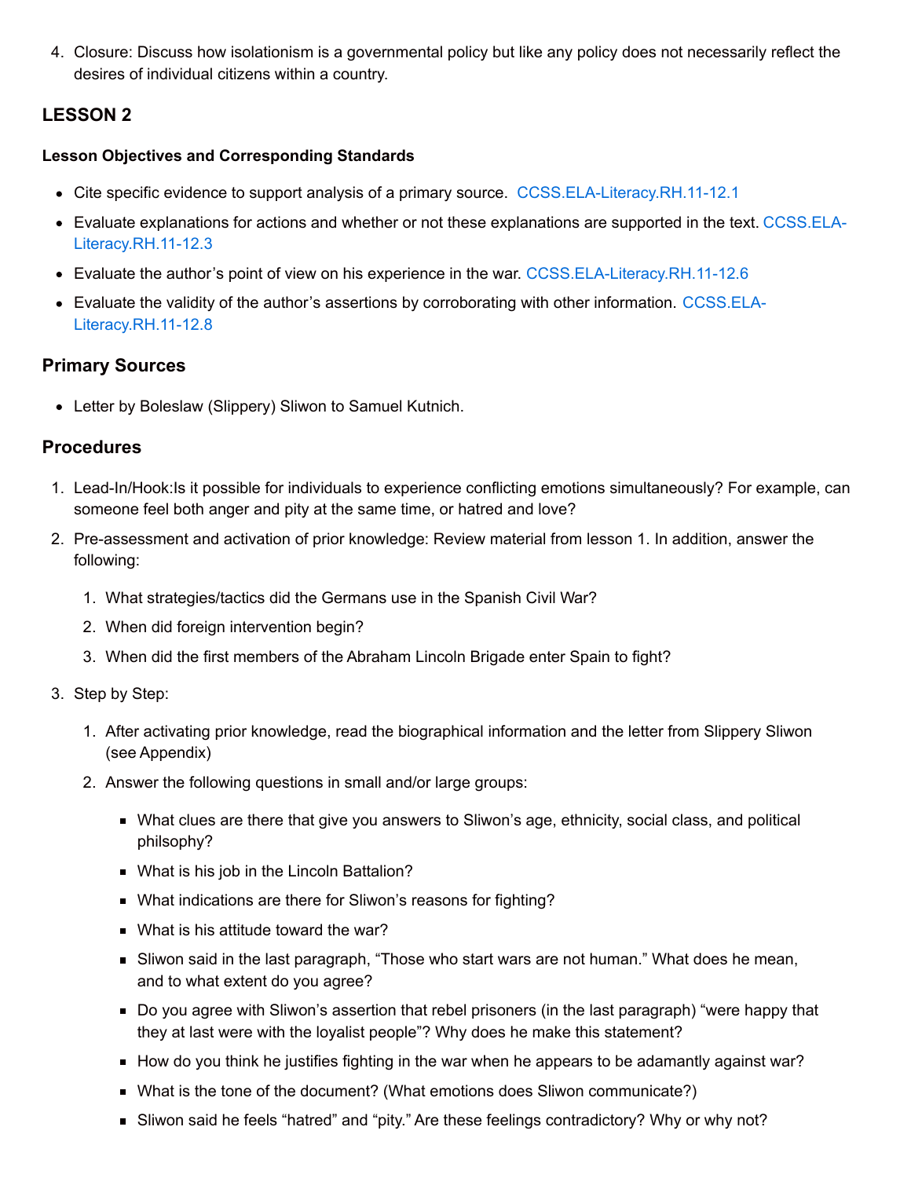4. Closure: Discuss how isolationism is a governmental policy but like any policy does not necessarily reflect the desires of individual citizens within a country.

## LESSON 2

#### Lesson Objectives and Corresponding Standards

- Cite specific evidence to support analysis of a primary source. CCSS.ELA-Literacy.RH.11-12.1
- Evaluate explanations for actions and whether or not these explanations are supported in the text. CCSS.ELA-Literacy.RH.11-12.3
- Evaluate the author's point of view on his experience in the war. CCSS.ELA-Literacy.RH.11-12.6
- Evaluate the validity of the author's assertions by corroborating with other information. CCSS.ELA-Literacy.RH.11-12.8

### Primary Sources

- Letter by Boleslaw (Slippery) Sliwon to Samuel Kutnich.

### Procedures

1. Lead-In/Hook:Is it possible for individuals to experience conflicting emotions simultaneously? For example, can someone feel both anger and pity at the same time, or hatred and love?
2. Pre-assessment and activation of prior knowledge: Review material from lesson 1. In addition, answer the following:
   1. What strategies/tactics did the Germans use in the Spanish Civil War?
   2. When did foreign intervention begin?
   3. When did the first members of the Abraham Lincoln Brigade enter Spain to fight?
3. Step by Step:
   1. After activating prior knowledge, read the biographical information and the letter from Slippery Sliwon (see Appendix)
   2. Answer the following questions in small and/or large groups:
      - What clues are there that give you answers to Sliwon's age, ethnicity, social class, and political philsophy?
      - What is his job in the Lincoln Battalion?
      - What indications are there for Sliwon's reasons for fighting?
      - What is his attitude toward the war?
      - Sliwon said in the last paragraph, "Those who start wars are not human." What does he mean, and to what extent do you agree?
      - Do you agree with Sliwon's assertion that rebel prisoners (in the last paragraph) "were happy that they at last were with the loyalist people"? Why does he make this statement?
      - How do you think he justifies fighting in the war when he appears to be adamantly against war?
      - What is the tone of the document? (What emotions does Sliwon communicate?)
      - Sliwon said he feels "hatred" and "pity." Are these feelings contradictory? Why or why not?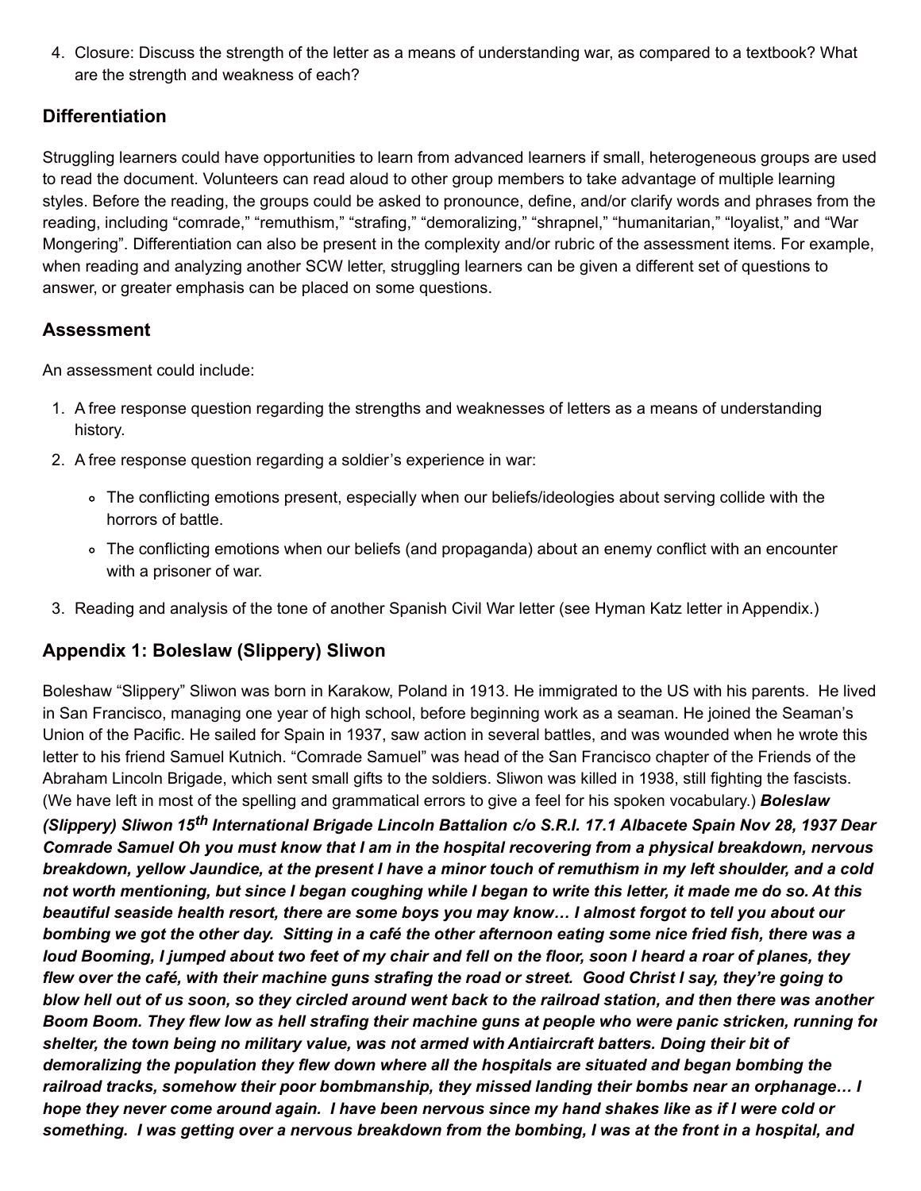4. Closure: Discuss the strength of the letter as a means of understanding war, as compared to a textbook? What are the strength and weakness of each?

## Differentiation

Struggling learners could have opportunities to learn from advanced learners if small, heterogeneous groups are used to read the document. Volunteers can read aloud to other group members to take advantage of multiple learning styles. Before the reading, the groups could be asked to pronounce, define, and/or clarify words and phrases from the reading, including "comrade," "remuthism," "strafing," "demoralizing," "shrapnel," "humanitarian," "loyalist," and "War Mongering". Differentiation can also be present in the complexity and/or rubric of the assessment items. For example, when reading and analyzing another SCW letter, struggling learners can be given a different set of questions to answer, or greater emphasis can be placed on some questions.

## Assessment

An assessment could include:

1. A free response question regarding the strengths and weaknesses of letters as a means of understanding history.
2. A free response question regarding a soldier's experience in war:
   - The conflicting emotions present, especially when our beliefs/ideologies about serving collide with the horrors of battle.
   - The conflicting emotions when our beliefs (and propaganda) about an enemy conflict with an encounter with a prisoner of war.
3. Reading and analysis of the tone of another Spanish Civil War letter (see Hyman Katz letter in Appendix.)

## Appendix 1: Boleslaw (Slippery) Sliwon

Boleshaw "Slippery" Sliwon was born in Karakow, Poland in 1913. He immigrated to the US with his parents. He lived in San Francisco, managing one year of high school, before beginning work as a seaman. He joined the Seaman's Union of the Pacific. He sailed for Spain in 1937, saw action in several battles, and was wounded when he wrote this letter to his friend Samuel Kutnich. "Comrade Samuel" was head of the San Francisco chapter of the Friends of the Abraham Lincoln Brigade, which sent small gifts to the soldiers. Sliwon was killed in 1938, still fighting the fascists. (We have left in most of the spelling and grammatical errors to give a feel for his spoken vocabulary.) ***Boleslaw (Slippery) Sliwon 15th International Brigade Lincoln Battalion c/o S.R.I. 17.1 Albacete Spain Nov 28, 1937 Dear Comrade Samuel Oh you must know that I am in the hospital recovering from a physical breakdown, nervous breakdown, yellow Jaundice, at the present I have a minor touch of remuthism in my left shoulder, and a cold not worth mentioning, but since I began coughing while I began to write this letter, it made me do so. At this beautiful seaside health resort, there are some boys you may know… I almost forgot to tell you about our bombing we got the other day. Sitting in a café the other afternoon eating some nice fried fish, there was a loud Booming, I jumped about two feet of my chair and fell on the floor, soon I heard a roar of planes, they flew over the café, with their machine guns strafing the road or street. Good Christ I say, they're going to blow hell out of us soon, so they circled around went back to the railroad station, and then there was another Boom Boom. They flew low as hell strafing their machine guns at people who were panic stricken, running for shelter, the town being no military value, was not armed with Antiaircraft batters. Doing their bit of demoralizing the population they flew down where all the hospitals are situated and began bombing the railroad tracks, somehow their poor bombmanship, they missed landing their bombs near an orphanage… I hope they never come around again. I have been nervous since my hand shakes like as if I were cold or something. I was getting over a nervous breakdown from the bombing, I was at the front in a hospital, and***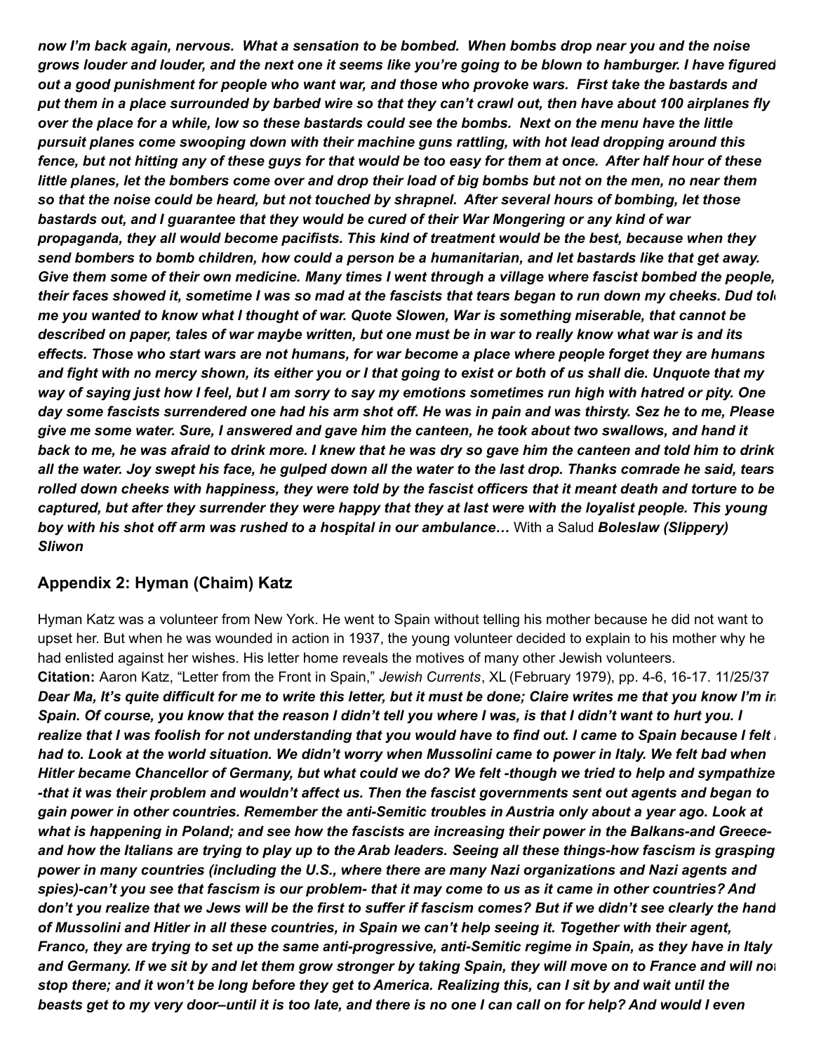***now I'm back again, nervous. What a sensation to be bombed. When bombs drop near you and the noise grows louder and louder, and the next one it seems like you're going to be blown to hamburger. I have figured out a good punishment for people who want war, and those who provoke wars. First take the bastards and put them in a place surrounded by barbed wire so that they can't crawl out, then have about 100 airplanes fly over the place for a while, low so these bastards could see the bombs. Next on the menu have the little pursuit planes come swooping down with their machine guns rattling, with hot lead dropping around this fence, but not hitting any of these guys for that would be too easy for them at once. After half hour of these little planes, let the bombers come over and drop their load of big bombs but not on the men, no near them so that the noise could be heard, but not touched by shrapnel. After several hours of bombing, let those bastards out, and I guarantee that they would be cured of their War Mongering or any kind of war propaganda, they all would become pacifists. This kind of treatment would be the best, because when they send bombers to bomb children, how could a person be a humanitarian, and let bastards like that get away. Give them some of their own medicine. Many times I went through a village where fascist bombed the people, their faces showed it, sometime I was so mad at the fascists that tears began to run down my cheeks. Dud told me you wanted to know what I thought of war. Quote Slowen, War is something miserable, that cannot be described on paper, tales of war maybe written, but one must be in war to really know what war is and its effects. Those who start wars are not humans, for war become a place where people forget they are humans and fight with no mercy shown, its either you or I that going to exist or both of us shall die. Unquote that my way of saying just how I feel, but I am sorry to say my emotions sometimes run high with hatred or pity. One day some fascists surrendered one had his arm shot off. He was in pain and was thirsty. Sez he to me, Please give me some water. Sure, I answered and gave him the canteen, he took about two swallows, and hand it back to me, he was afraid to drink more. I knew that he was dry so gave him the canteen and told him to drink all the water. Joy swept his face, he gulped down all the water to the last drop. Thanks comrade he said, tears rolled down cheeks with happiness, they were told by the fascist officers that it meant death and torture to be captured, but after they surrender they were happy that they at last were with the loyalist people. This young boy with his shot off arm was rushed to a hospital in our ambulance…*** With a Salud ***Boleslaw (Slippery) Sliwon***

## Appendix 2: Hyman (Chaim) Katz

Hyman Katz was a volunteer from New York. He went to Spain without telling his mother because he did not want to upset her. But when he was wounded in action in 1937, the young volunteer decided to explain to his mother why he had enlisted against her wishes. His letter home reveals the motives of many other Jewish volunteers.

**Citation:** Aaron Katz, "Letter from the Front in Spain," *Jewish Currents*, XL (February 1979), pp. 4-6, 16-17. 11/25/37

***Dear Ma, It's quite difficult for me to write this letter, but it must be done; Claire writes me that you know I'm in Spain. Of course, you know that the reason I didn't tell you where I was, is that I didn't want to hurt you. I realize that I was foolish for not understanding that you would have to find out. I came to Spain because I felt I had to. Look at the world situation. We didn't worry when Mussolini came to power in Italy. We felt bad when Hitler became Chancellor of Germany, but what could we do? We felt -though we tried to help and sympathize -that it was their problem and wouldn't affect us. Then the fascist governments sent out agents and began to gain power in other countries. Remember the anti-Semitic troubles in Austria only about a year ago. Look at what is happening in Poland; and see how the fascists are increasing their power in the Balkans-and Greece-and how the Italians are trying to play up to the Arab leaders. Seeing all these things-how fascism is grasping power in many countries (including the U.S., where there are many Nazi organizations and Nazi agents and spies)-can't you see that fascism is our problem- that it may come to us as it came in other countries? And don't you realize that we Jews will be the first to suffer if fascism comes? But if we didn't see clearly the hand of Mussolini and Hitler in all these countries, in Spain we can't help seeing it. Together with their agent, Franco, they are trying to set up the same anti-progressive, anti-Semitic regime in Spain, as they have in Italy and Germany. If we sit by and let them grow stronger by taking Spain, they will move on to France and will not stop there; and it won't be long before they get to America. Realizing this, can I sit by and wait until the beasts get to my very door–until it is too late, and there is no one I can call on for help? And would I even***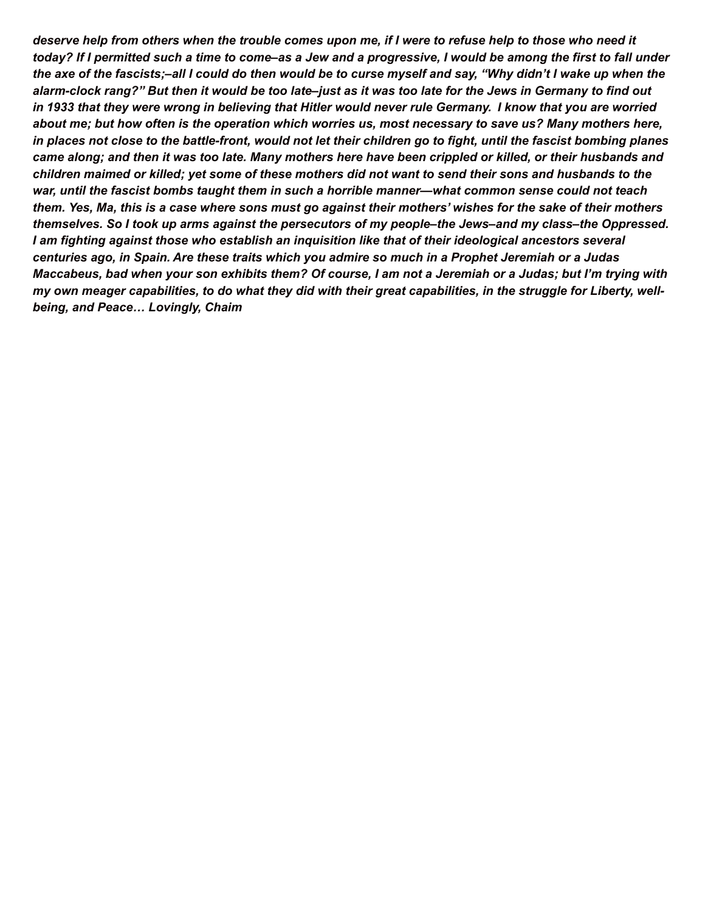***deserve help from others when the trouble comes upon me, if I were to refuse help to those who need it today? If I permitted such a time to come–as a Jew and a progressive, I would be among the first to fall under the axe of the fascists;–all I could do then would be to curse myself and say, "Why didn't I wake up when the alarm-clock rang?" But then it would be too late–just as it was too late for the Jews in Germany to find out in 1933 that they were wrong in believing that Hitler would never rule Germany. I know that you are worried about me; but how often is the operation which worries us, most necessary to save us? Many mothers here, in places not close to the battle-front, would not let their children go to fight, until the fascist bombing planes came along; and then it was too late. Many mothers here have been crippled or killed, or their husbands and children maimed or killed; yet some of these mothers did not want to send their sons and husbands to the war, until the fascist bombs taught them in such a horrible manner—what common sense could not teach them. Yes, Ma, this is a case where sons must go against their mothers' wishes for the sake of their mothers themselves. So I took up arms against the persecutors of my people–the Jews–and my class–the Oppressed. I am fighting against those who establish an inquisition like that of their ideological ancestors several centuries ago, in Spain. Are these traits which you admire so much in a Prophet Jeremiah or a Judas Maccabeus, bad when your son exhibits them? Of course, I am not a Jeremiah or a Judas; but I'm trying with my own meager capabilities, to do what they did with their great capabilities, in the struggle for Liberty, well-being, and Peace… Lovingly, Chaim***